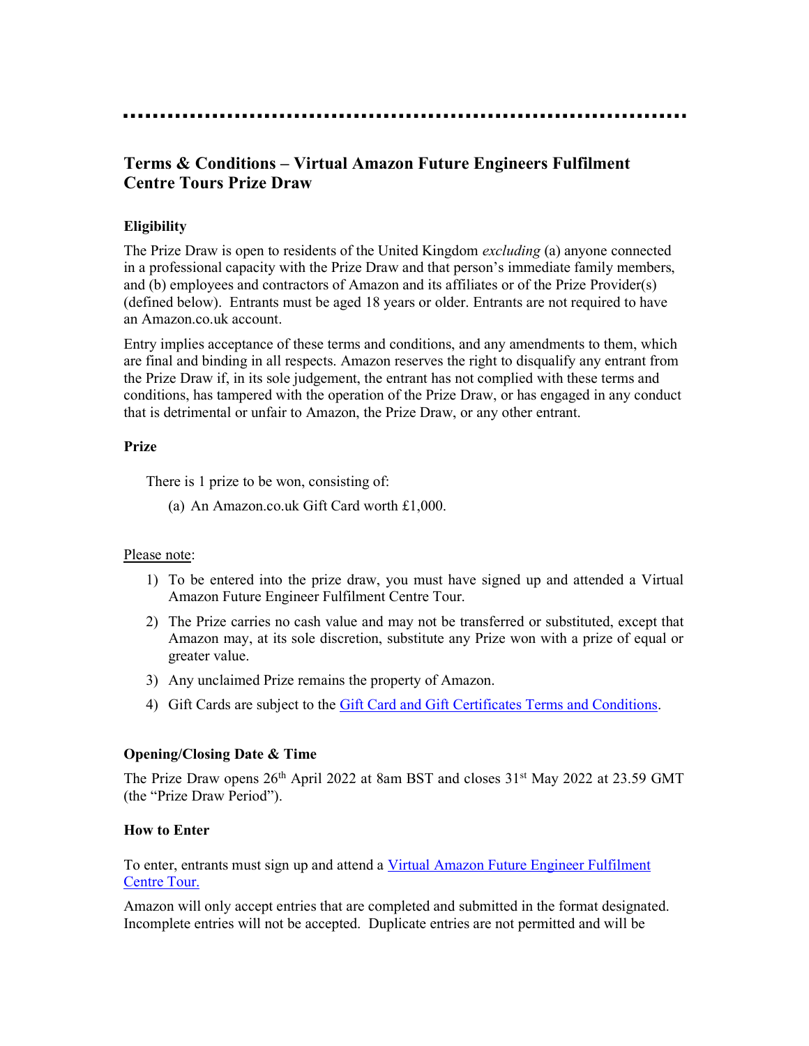# Terms & Conditions – Virtual Amazon Future Engineers Fulfilment Centre Tours Prize Draw

### Eligibility

The Prize Draw is open to residents of the United Kingdom *excluding* (a) anyone connected in a professional capacity with the Prize Draw and that person's immediate family members, and (b) employees and contractors of Amazon and its affiliates or of the Prize Provider(s) (defined below). Entrants must be aged 18 years or older. Entrants are not required to have an Amazon.co.uk account.

Entry implies acceptance of these terms and conditions, and any amendments to them, which are final and binding in all respects. Amazon reserves the right to disqualify any entrant from the Prize Draw if, in its sole judgement, the entrant has not complied with these terms and conditions, has tampered with the operation of the Prize Draw, or has engaged in any conduct that is detrimental or unfair to Amazon, the Prize Draw, or any other entrant.

### Prize

There is 1 prize to be won, consisting of:

(a) An Amazon.co.uk Gift Card worth £1,000.

Please note:

1) To be entered into the prize draw, you must have signed up and attended a Virtual Amazon Future Engineer Fulfilment Centre Tour.
2) The Prize carries no cash value and may not be transferred or substituted, except that Amazon may, at its sole discretion, substitute any Prize won with a prize of equal or greater value.
3) Any unclaimed Prize remains the property of Amazon.
4) Gift Cards are subject to the Gift Card and Gift Certificates Terms and Conditions.

### Opening/Closing Date & Time

The Prize Draw opens 26th April 2022 at 8am BST and closes 31st May 2022 at 23.59 GMT (the "Prize Draw Period").

### How to Enter

To enter, entrants must sign up and attend a Virtual Amazon Future Engineer Fulfilment Centre Tour.

Amazon will only accept entries that are completed and submitted in the format designated. Incomplete entries will not be accepted. Duplicate entries are not permitted and will be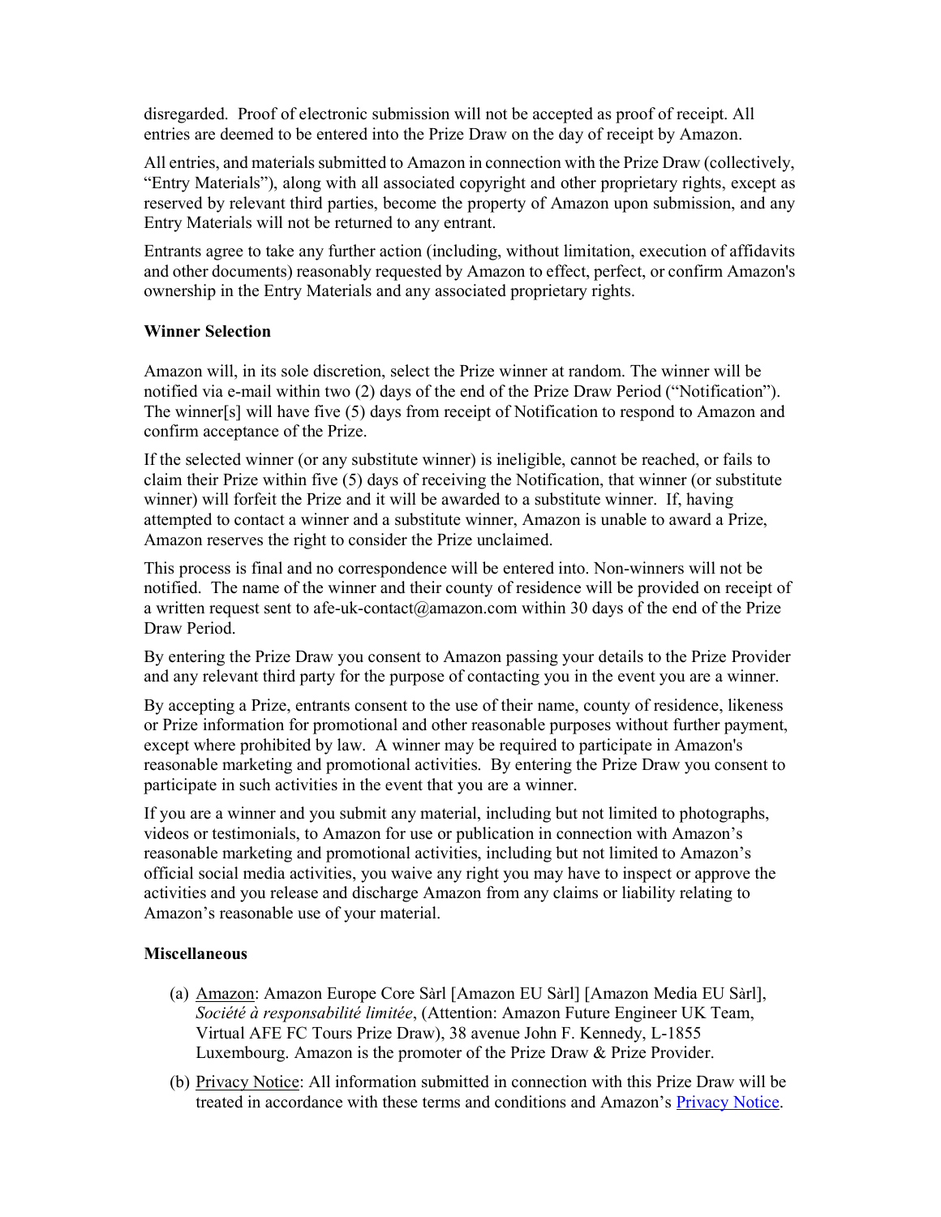disregarded. Proof of electronic submission will not be accepted as proof of receipt. All entries are deemed to be entered into the Prize Draw on the day of receipt by Amazon.

All entries, and materials submitted to Amazon in connection with the Prize Draw (collectively, "Entry Materials"), along with all associated copyright and other proprietary rights, except as reserved by relevant third parties, become the property of Amazon upon submission, and any Entry Materials will not be returned to any entrant.

Entrants agree to take any further action (including, without limitation, execution of affidavits and other documents) reasonably requested by Amazon to effect, perfect, or confirm Amazon's ownership in the Entry Materials and any associated proprietary rights.

**Winner Selection**

Amazon will, in its sole discretion, select the Prize winner at random. The winner will be notified via e-mail within two (2) days of the end of the Prize Draw Period ("Notification"). The winner[s] will have five (5) days from receipt of Notification to respond to Amazon and confirm acceptance of the Prize.

If the selected winner (or any substitute winner) is ineligible, cannot be reached, or fails to claim their Prize within five (5) days of receiving the Notification, that winner (or substitute winner) will forfeit the Prize and it will be awarded to a substitute winner. If, having attempted to contact a winner and a substitute winner, Amazon is unable to award a Prize, Amazon reserves the right to consider the Prize unclaimed.

This process is final and no correspondence will be entered into. Non-winners will not be notified. The name of the winner and their county of residence will be provided on receipt of a written request sent to afe-uk-contact@amazon.com within 30 days of the end of the Prize Draw Period.

By entering the Prize Draw you consent to Amazon passing your details to the Prize Provider and any relevant third party for the purpose of contacting you in the event you are a winner.

By accepting a Prize, entrants consent to the use of their name, county of residence, likeness or Prize information for promotional and other reasonable purposes without further payment, except where prohibited by law. A winner may be required to participate in Amazon's reasonable marketing and promotional activities. By entering the Prize Draw you consent to participate in such activities in the event that you are a winner.

If you are a winner and you submit any material, including but not limited to photographs, videos or testimonials, to Amazon for use or publication in connection with Amazon's reasonable marketing and promotional activities, including but not limited to Amazon's official social media activities, you waive any right you may have to inspect or approve the activities and you release and discharge Amazon from any claims or liability relating to Amazon's reasonable use of your material.

**Miscellaneous**

(a) Amazon: Amazon Europe Core Sàrl [Amazon EU Sàrl] [Amazon Media EU Sàrl], *Société à responsabilité limitée*, (Attention: Amazon Future Engineer UK Team, Virtual AFE FC Tours Prize Draw), 38 avenue John F. Kennedy, L-1855 Luxembourg. Amazon is the promoter of the Prize Draw & Prize Provider.

(b) Privacy Notice: All information submitted in connection with this Prize Draw will be treated in accordance with these terms and conditions and Amazon's Privacy Notice.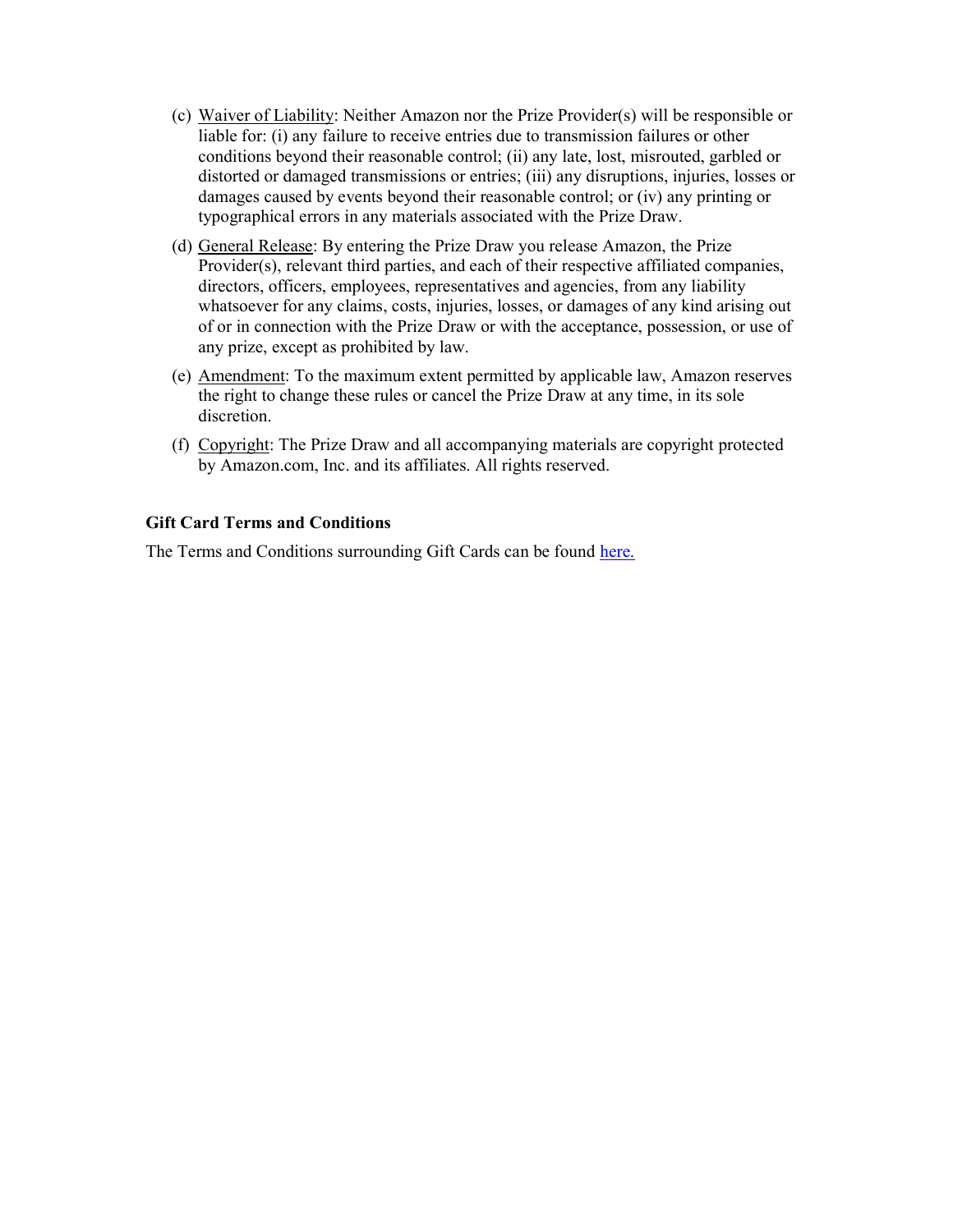(c) Waiver of Liability: Neither Amazon nor the Prize Provider(s) will be responsible or liable for: (i) any failure to receive entries due to transmission failures or other conditions beyond their reasonable control; (ii) any late, lost, misrouted, garbled or distorted or damaged transmissions or entries; (iii) any disruptions, injuries, losses or damages caused by events beyond their reasonable control; or (iv) any printing or typographical errors in any materials associated with the Prize Draw.

(d) General Release: By entering the Prize Draw you release Amazon, the Prize Provider(s), relevant third parties, and each of their respective affiliated companies, directors, officers, employees, representatives and agencies, from any liability whatsoever for any claims, costs, injuries, losses, or damages of any kind arising out of or in connection with the Prize Draw or with the acceptance, possession, or use of any prize, except as prohibited by law.

(e) Amendment: To the maximum extent permitted by applicable law, Amazon reserves the right to change these rules or cancel the Prize Draw at any time, in its sole discretion.

(f) Copyright: The Prize Draw and all accompanying materials are copyright protected by Amazon.com, Inc. and its affiliates. All rights reserved.

**Gift Card Terms and Conditions**

The Terms and Conditions surrounding Gift Cards can be found here.